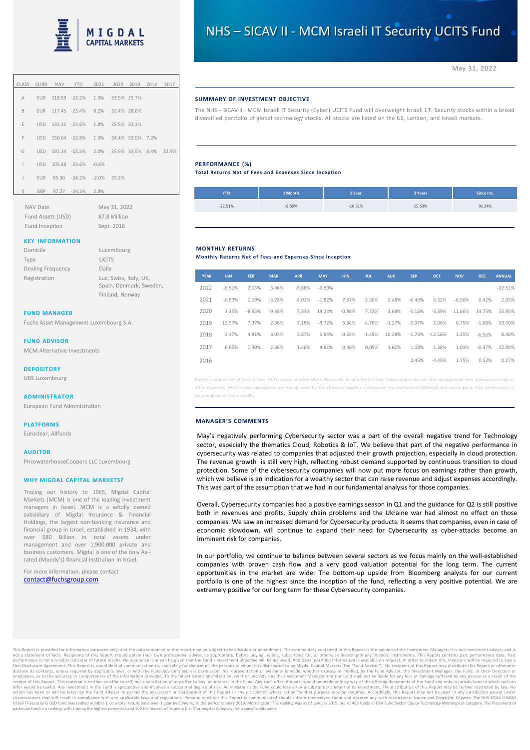MIGDAL CAPITAL MARKETS

# NHS – SICAV II - MCM Israeli IT Security UCITS Fund

May 31, 2022

| CLASS | CURR | NAV | YTD | 2021 | 2020 | 2019 | 2018 | 2017 |
|---|---|---|---|---|---|---|---|---|
| A | EUR | 118.59 | -23.2% | 1.0% | 33.5% | 29.7% | | |
| B | EUR | 117.45 | -23.4% | 0.2% | 32.4% | 28.6% | | |
| E | USD | 132.31 | -22.6% | 1.8% | 35.5% | 33.1% | | |
| F | USD | 150.64 | -22.8% | 1.0% | 34.4% | 32.0% | 7.2% | |
| G | USD | 191.34 | -22.5% | 2.0% | 35.9% | 33.5% | 8.4% | 22.9% |
| I | USD | 105.48 | -23.6% | -0.6% | | | | |
| J | EUR | 95.30 | -24.2% | -2.0% | 29.2% | | | |
| K | GBP | 97.27 | -24.2% | 2.8% | | | | |

| | |
|---|---|
| NAV Date | May 31, 2022 |
| Fund Assets (USD) | 87.8 Million |
| Fund Inception | Sept. 2016 |

## KEY INFORMATION

| | |
|---|---|
| Domicile | Luxembourg |
| Type | UCITS |
| Dealing Frequency | Daily |
| Registration | Lux, Swiss, Italy, UK, Spain, Denmark, Sweden, Finland, Norway |

## FUND MANAGER

Fuchs Asset Management Luxembourg S.A.

## FUND ADVISOR

MCM Alternative Investments

## DEPOSITORY

UBS Luxembourg

## ADMINISTRATOR

European Fund Administration

## PLATFORMS

Euroclear, Allfunds

## AUDITOR

PricewaterhouseCoopers LLC Luxembourg

## WHY MIGDAL CAPITAL MARKETS?

Tracing our history to 1965, Migdal Capital Markets (MCM) is one of the leading investment managers in Israel. MCM is a wholly owned subsidiary of Migdal Insurance & Financial Holdings, the largest non-banking insurance and financial group in Israel, established in 1934, with over $80 Billion in total assets under management and over 1,900,000 private and business customers. Migdal is one of the only Aa+ rated (Moody's) financial institution in Israel.

For more information, please contact
contact@fuchsgroup.com

## SUMMARY OF INVESTMENT OBJECTIVE

The NHS – SICAV II - MCM Israeli IT Security (Cyber) UCITS Fund will overweight Israeli I.T. Security stocks within a broad diversified portfolio of global technology stocks. All stocks are listed on the US, London, and Israeli markets.

## PERFORMANCE (%)

**Total Returns Net of Fees and Expenses Since Inception**

| YTD | 1 Month | 1 Year | 3 Years | Since Inc. |
|---|---|---|---|---|
| -22.51% | -9.60% | -16.61% | 15.63% | 91.34% |

## MONTHLY RETURNS

**Monthly Returns Net of Fees and Expenses Since Inception**

| YEAR | JAN | FEB | MAR | APR | MAY | JUN | JUL | AUG | SEP | OCT | NOV | DEC | ANNUAL |
|---|---|---|---|---|---|---|---|---|---|---|---|---|---|
| 2022 | -9.91% | 2.05% | 3.46% | -9.88% | -9.60% | | | | | | | | -22.51% |
| 2021 | -0.57% | 0.19% | -6.78% | 4.01% | -1.82% | 7.57% | 3.50% | 3.48% | -6.43% | 6.32% | -6.50% | 0.42% | 2.05% |
| 2020 | 3.35% | -8.85% | -9.48% | 7.33% | 14.24% | -0.88% | 7.72% | 3.64% | -5.16% | -3.39% | 11.66% | 14.75% | 35.85% |
| 2019 | 12.57% | 7.37% | 2.66% | 3.18% | -3.72% | 3.34% | 4.76% | -1.27% | -5.97% | 2.06% | 6.75% | -1.68% | 33.50% |
| 2018 | 3.47% | 4.81% | 3.04% | 3.67% | 5.84% | 0.65% | -1.45% | 10.28% | -1.76% | -12.56% | 1.35% | -6.56% | 8.40% |
| 2017 | 6.85% | 0.39% | 2.36% | 1.46% | 4.81% | 0.46% | 0.09% | 1.60% | 1.08% | 1.38% | 1.01% | -0.47% | 22.89% |
| 2016 | | | | | | | | | 2.45% | -4.45% | 1.75% | 0.52% | 0.27% |

Portfolio returns net of Class G fees. Performance of other share classes will incur different fees. Index returns do not incur management fees, transaction costs or other expenses. Performance calculations are not adjusted for the effects of taxation and assume reinvestment of dividends and capital gains. Past performance is no guarantee of future results.

## MANAGER'S COMMENTS

May's negatively performing Cybersecurity sector was a part of the overall negative trend for Technology sector, especially the thematics Cloud, Robotics & IoT. We believe that part of the negative performance in cybersecurity was related to companies that adjusted their growth projection, especially in cloud protection. The revenue growth is still very high, reflecting robust demand supported by continuous transition to cloud protection. Some of the cybersecurity companies will now put more focus on earnings rather than growth, which we believe is an indication for a wealthy sector that can raise revenue and adjust expenses accordingly. This was part of the assumption that we had in our fundamental analysis for those companies.

Overall, Cybersecurity companies had a positive earnings season in Q1 and the guidance for Q2 is still positive both in revenues and profits. Supply chain problems and the Ukraine war had almost no effect on those companies. We saw an increased demand for Cybersecurity products. It seems that companies, even in case of economic slowdown, will continue to expand their need for Cybersecurity as cyber-attacks become an imminent risk for companies.

In our portfolio, we continue to balance between several sectors as we focus mainly on the well-established companies with proven cash flow and a very good valuation potential for the long term. The current opportunities in the market are wide: The bottom-up upside from Bloomberg analysts for our current portfolio is one of the highest since the inception of the fund, reflecting a very positive potential. We are extremely positive for our long term for these Cybersecurity companies.

This Report is provided for information purposes only, and the data contained in the report may be subject to verification or amendment. The commentary contained in this Report is the opinion of the Investment Manager; it is not investment advice, and is not a statement of facts. Recipients of this Report should obtain their own professional advice, as appropriate, before buying, selling, subscribing for, or otherwise investing in any financial instruments. This Report contains past performance data. Past performance is not a reliable indicator of future results. No assurance is or can be given that the Fund's investment objective will be achieved. Additional portfolio information is available on request; in order to obtain this, investors will be required to sign a Non-Disclosure Agreement. This Report is a confidential communication to, and solely for the use of, the persons to whom it is distributed to by Migdal Capital Markets (the "Fund Advisor"). No recipient of this Report may distribute this Report or otherwise disclose its contents, unless required by applicable laws, or with the Fund Advisor's express permission. No representation or warranty is made, whether express or implied, by the Fund Advisor, the Investment Manager, the Fund, or their Directors or employees, as to the accuracy or completeness of the information provided. To the fullest extent permitted by law the Fund Advisor, the Investment Manager and the Fund shall not be liable for any loss or damage suffered by any person as a result of the receipt of this Report. This material is neither an offer to sell, nor a solicitation of any offer to buy, an interest in the Fund. Any such offer, if made, would be made only by way of the offering documents of the Fund and only in jurisdictions in which such an offer would be lawful. Any investment in the Fund is speculative and involves a substantial degree of risk. An investor in the Fund could lose all or a substantial amount of its investment. The distribution of this Report may be further restricted by law. No action has been or will be taken by the Fund Advisor to permit the possession or distribution of this Report in any jurisdiction where action for that purpose may be required. Accordingly, this Report may not be used in any jurisdiction except under circumstances that will result in compliance with any applicable laws and regulations. Persons to whom this Report is communicated should inform themselves about and observe any such restrictions. Source and Copyright: Citywire. The NHS-SICAV II-MCM Israeli IT-Security G USD fund was ranked number 1 on a total return basis over 1 year by Citywire, to the period January 2019. Morningstar: The ranking was as of January 2019. out of 468 funds in EAA Fund Sector Equity Technology Morningstar Category. The Placement of particular fund in a ranking, with 1 being the highest percentile and 100 the lowest, of its peers (i.e. Morningstar Category) for a specific datapoint.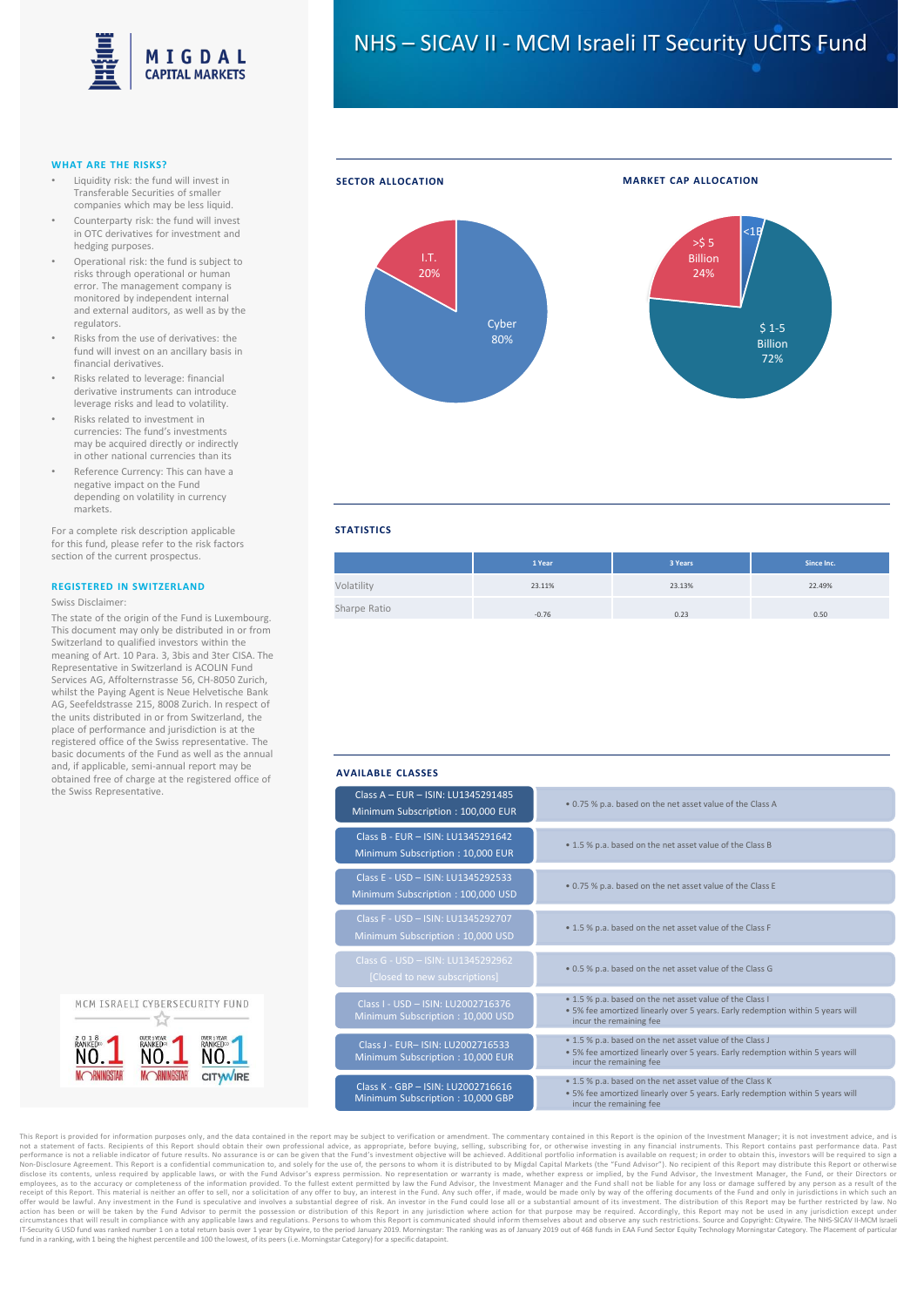# NHS – SICAV II - MCM Israeli IT Security UCITS Fund

MIGDAL CAPITAL MARKETS

### WHAT ARE THE RISKS?

- Liquidity risk: the fund will invest in Transferable Securities of smaller companies which may be less liquid.
- Counterparty risk: the fund will invest in OTC derivatives for investment and hedging purposes.
- Operational risk: the fund is subject to risks through operational or human error. The management company is monitored by independent internal and external auditors, as well as by the regulators.
- Risks from the use of derivatives: the fund will invest on an ancillary basis in financial derivatives.
- Risks related to leverage: financial derivative instruments can introduce leverage risks and lead to volatility.
- Risks related to investment in currencies: The fund's investments may be acquired directly or indirectly in other national currencies than its
- Reference Currency: This can have a negative impact on the Fund depending on volatility in currency markets.

For a complete risk description applicable for this fund, please refer to the risk factors section of the current prospectus.

### REGISTERED IN SWITZERLAND

Swiss Disclaimer:

The state of the origin of the Fund is Luxembourg. This document may only be distributed in or from Switzerland to qualified investors within the meaning of Art. 10 Para. 3, 3bis and 3ter CISA. The Representative in Switzerland is ACOLIN Fund Services AG, Affolternstrasse 56, CH-8050 Zurich, whilst the Paying Agent is Neue Helvetische Bank AG, Seefeldstrasse 215, 8008 Zurich. In respect of the units distributed in or from Switzerland, the place of performance and jurisdiction is at the registered office of the Swiss representative. The basic documents of the Fund as well as the annual and, if applicable, semi-annual report may be obtained free of charge at the registered office of the Swiss Representative.

MCM ISRAELI CYBERSECURITY FUND

2018 RANKED NO.1 MORNINGSTAR — OVER 1 YEAR RANKED NO.1 MORNINGSTAR — OVER 1 YEAR RANKED NO.1 CITYWIRE

### SECTOR ALLOCATION

I.T. 20%

Cyber 80%

### MARKET CAP ALLOCATION

<1B

>$ 5 Billion 24%

$ 1-5 Billion 72%

### STATISTICS

| | 1 Year | 3 Years | Since Inc. |
|---|---|---|---|
| Volatility | 23.11% | 23.13% | 22.49% |
| Sharpe Ratio | -0.76 | 0.23 | 0.50 |

### AVAILABLE CLASSES

| | |
|---|---|
| Class A – EUR – ISIN: LU1345291485<br>Minimum Subscription : 100,000 EUR | • 0.75 % p.a. based on the net asset value of the Class A |
| Class B - EUR – ISIN: LU1345291642<br>Minimum Subscription : 10,000 EUR | • 1.5 % p.a. based on the net asset value of the Class B |
| Class E - USD – ISIN: LU1345292533<br>Minimum Subscription : 100,000 USD | • 0.75 % p.a. based on the net asset value of the Class E |
| Class F - USD – ISIN: LU1345292707<br>Minimum Subscription : 10,000 USD | • 1.5 % p.a. based on the net asset value of the Class F |
| Class G - USD – ISIN: LU1345292962<br>[Closed to new subscriptions] | • 0.5 % p.a. based on the net asset value of the Class G |
| Class I - USD – ISIN: LU2002716376<br>Minimum Subscription : 10,000 USD | • 1.5 % p.a. based on the net asset value of the Class I<br>• 5% fee amortized linearly over 5 years. Early redemption within 5 years will incur the remaining fee |
| Class J - EUR– ISIN: LU2002716533<br>Minimum Subscription : 10,000 EUR | • 1.5 % p.a. based on the net asset value of the Class J<br>• 5% fee amortized linearly over 5 years. Early redemption within 5 years will incur the remaining fee |
| Class K - GBP – ISIN: LU2002716616<br>Minimum Subscription : 10,000 GBP | • 1.5 % p.a. based on the net asset value of the Class K<br>• 5% fee amortized linearly over 5 years. Early redemption within 5 years will incur the remaining fee |

This Report is provided for information purposes only, and the data contained in the report may be subject to verification or amendment. The commentary contained in this Report is the opinion of the Investment Manager; it is not investment advice, and is not a statement of facts. Recipients of this Report should obtain their own professional advice, as appropriate, before buying, selling, subscribing for, or otherwise investing in any financial instruments. This Report contains past performance data. Past performance is not a reliable indicator of future results. No assurance is or can be given that the Fund's investment objective will be achieved. Additional portfolio information is available on request; in order to obtain this, investors will be required to sign a Non-Disclosure Agreement. This Report is a confidential communication to, and solely for the use of, the persons to whom it is distributed to by Migdal Capital Markets (the "Fund Advisor"). No recipient of this Report may distribute this Report or otherwise disclose its contents, unless required by applicable laws, or with the Fund Advisor's express permission. No representation or warranty is made, whether express or implied, by the Fund Advisor, the Investment Manager, the Fund, or their Directors or employees, as to the accuracy or completeness of the information provided. To the fullest extent permitted by law the Fund Advisor, the Investment Manager and the Fund shall not be liable for any loss or damage suffered by any person as a result of the receipt of this Report. This material is neither an offer to sell, nor a solicitation of any offer to buy, an interest in the Fund. Any such offer, if made, would be made only by way of the offering documents of the Fund and only in jurisdictions in which such an offer would be lawful. Any investment in the Fund is speculative and involves a substantial degree of risk. An investor in the Fund could lose all or a substantial amount of its investment. The distribution of this Report may be further restricted by law. No action has been or will be taken by the Fund Advisor to permit the possession or distribution of this Report in any jurisdiction where action for that purpose may be required. Accordingly, this Report may not be used in any jurisdiction except under circumstances that will result in compliance with any applicable laws and regulations. Persons to whom this Report is communicated should inform themselves about and observe any such restrictions. Source and Copyright: Citywire. The NHS-SICAV II-MCM Israeli IT-Security G USD fund was ranked number 1 on a total return basis over 1 year by Citywire, to the period January 2019. Morningstar: The ranking was as of January 2019 out of 468 funds in EAA Fund Sector Equity Technology Morningstar Category. The Placement of particular fund in a ranking, with 1 being the highest percentile and 100 the lowest, of its peers (i.e. Morningstar Category) for a specific datapoint.